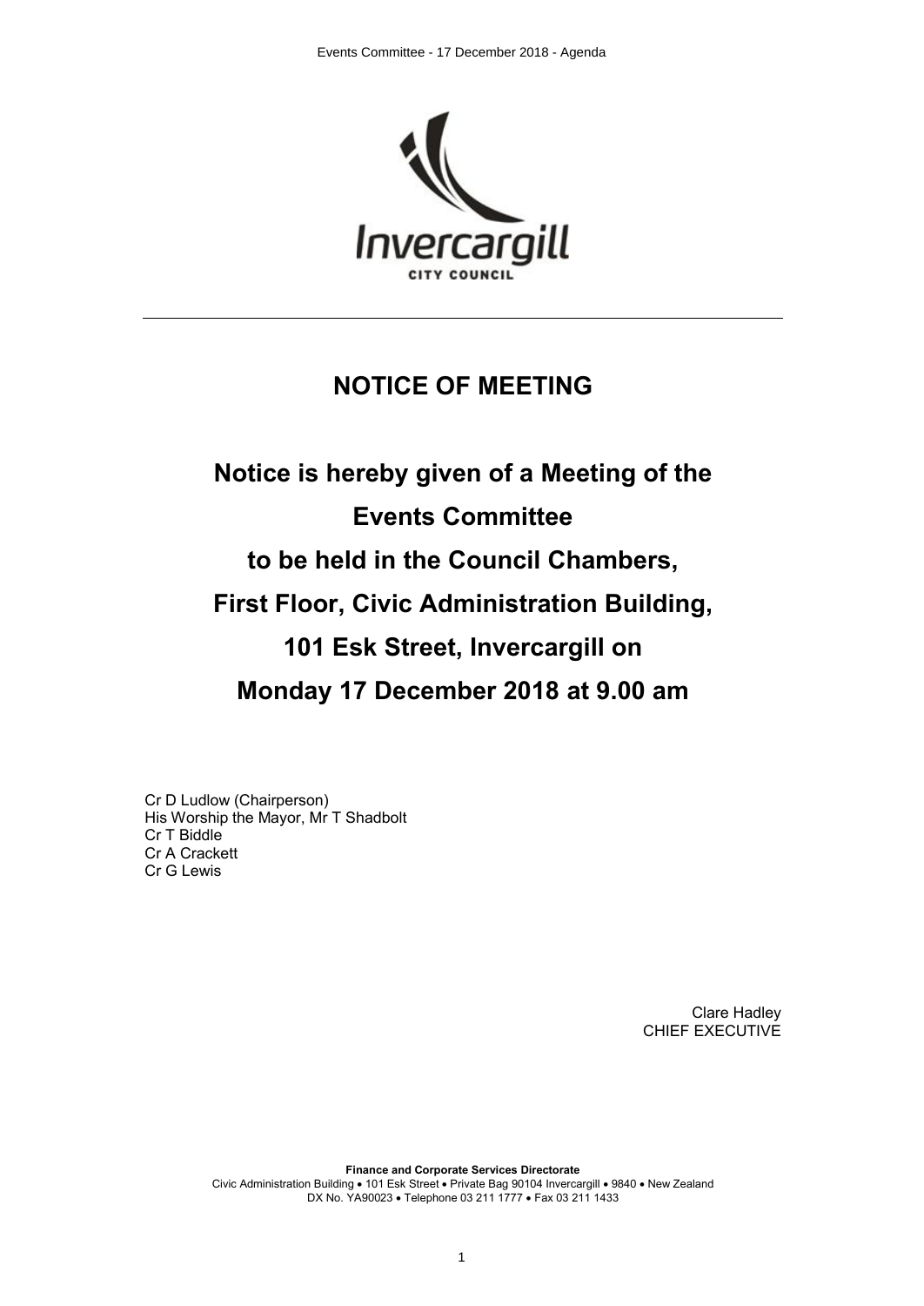# NOTICE OF MEETING

## Notice is hereby given of a Meeting of the Events Committee to be held in the Council Chambers, First Floor, Civic Administration Building, 101 Esk Street, Invercargill on Monday 17 December 2018 at 9.00 am

Cr D Ludlow (Chairperson)
His Worship the Mayor, Mr T Shadbolt
Cr T Biddle
Cr A Crackett
Cr G Lewis

Clare Hadley
CHIEF EXECUTIVE

**Finance and Corporate Services Directorate**
Civic Administration Building • 101 Esk Street • Private Bag 90104 Invercargill • 9840 • New Zealand
DX No. YA90023 • Telephone 03 211 1777 • Fax 03 211 1433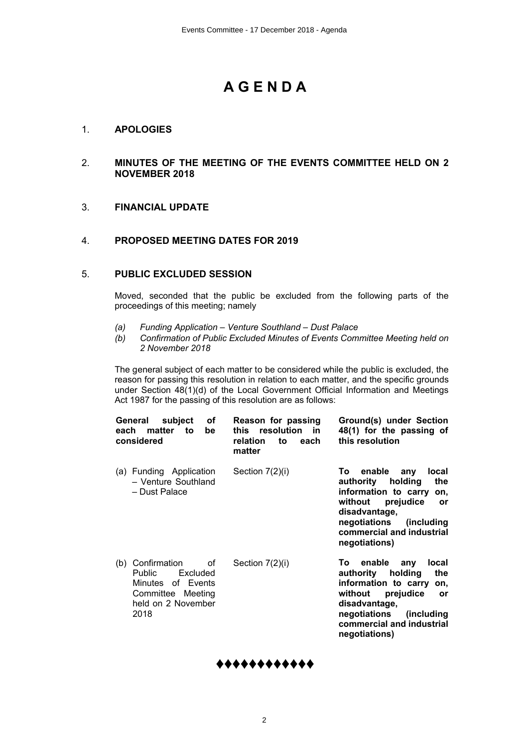# A G E N D A

1. **APOLOGIES**

2. **MINUTES OF THE MEETING OF THE EVENTS COMMITTEE HELD ON 2 NOVEMBER 2018**

3. **FINANCIAL UPDATE**

4. **PROPOSED MEETING DATES FOR 2019**

5. **PUBLIC EXCLUDED SESSION**

   Moved, seconded that the public be excluded from the following parts of the proceedings of this meeting; namely

   *(a) Funding Application – Venture Southland – Dust Palace*
   *(b) Confirmation of Public Excluded Minutes of Events Committee Meeting held on 2 November 2018*

   The general subject of each matter to be considered while the public is excluded, the reason for passing this resolution in relation to each matter, and the specific grounds under Section 48(1)(d) of the Local Government Official Information and Meetings Act 1987 for the passing of this resolution are as follows:

| **General subject of each matter to be considered** | **Reason for passing this resolution in relation to each matter** | **Ground(s) under Section 48(1) for the passing of this resolution** |
|---|---|---|
| (a) Funding Application – Venture Southland – Dust Palace | Section 7(2)(i) | **To enable any local authority holding the information to carry on, without prejudice or disadvantage, negotiations (including commercial and industrial negotiations)** |
| (b) Confirmation of Public Excluded Minutes of Events Committee Meeting held on 2 November 2018 | Section 7(2)(i) | **To enable any local authority holding the information to carry on, without prejudice or disadvantage, negotiations (including commercial and industrial negotiations)** |

♦♦♦♦♦♦♦♦♦♦♦♦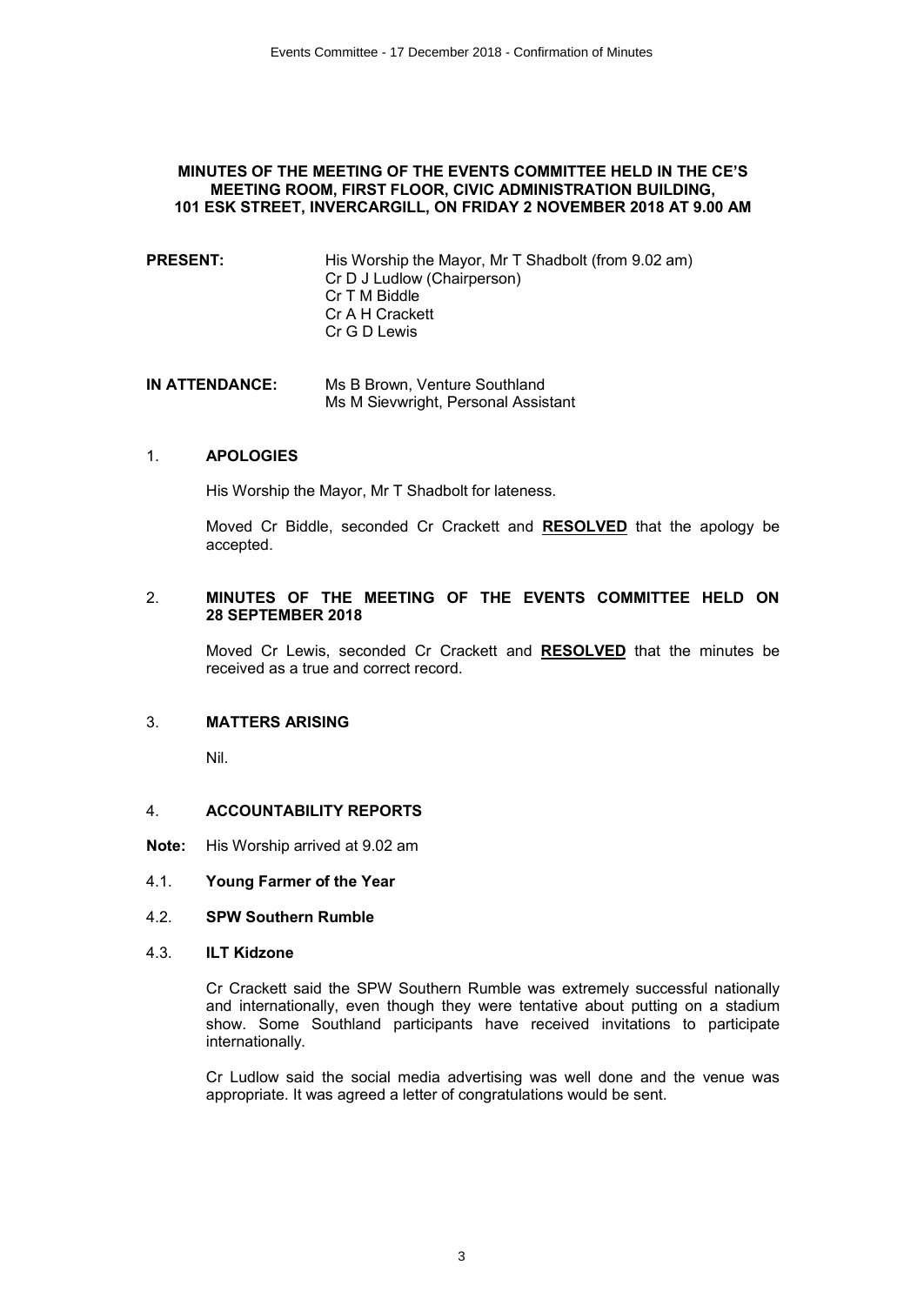**MINUTES OF THE MEETING OF THE EVENTS COMMITTEE HELD IN THE CE'S MEETING ROOM, FIRST FLOOR, CIVIC ADMINISTRATION BUILDING, 101 ESK STREET, INVERCARGILL, ON FRIDAY 2 NOVEMBER 2018 AT 9.00 AM**

**PRESENT:** His Worship the Mayor, Mr T Shadbolt (from 9.02 am)
Cr D J Ludlow (Chairperson)
Cr T M Biddle
Cr A H Crackett
Cr G D Lewis

**IN ATTENDANCE:** Ms B Brown, Venture Southland
Ms M Sievwright, Personal Assistant

1. **APOLOGIES**

   His Worship the Mayor, Mr T Shadbolt for lateness.

   Moved Cr Biddle, seconded Cr Crackett and **RESOLVED** that the apology be accepted.

2. **MINUTES OF THE MEETING OF THE EVENTS COMMITTEE HELD ON 28 SEPTEMBER 2018**

   Moved Cr Lewis, seconded Cr Crackett and **RESOLVED** that the minutes be received as a true and correct record.

3. **MATTERS ARISING**

   Nil.

4. **ACCOUNTABILITY REPORTS**

**Note:** His Worship arrived at 9.02 am

4.1. **Young Farmer of the Year**

4.2. **SPW Southern Rumble**

4.3. **ILT Kidzone**

Cr Crackett said the SPW Southern Rumble was extremely successful nationally and internationally, even though they were tentative about putting on a stadium show. Some Southland participants have received invitations to participate internationally.

Cr Ludlow said the social media advertising was well done and the venue was appropriate. It was agreed a letter of congratulations would be sent.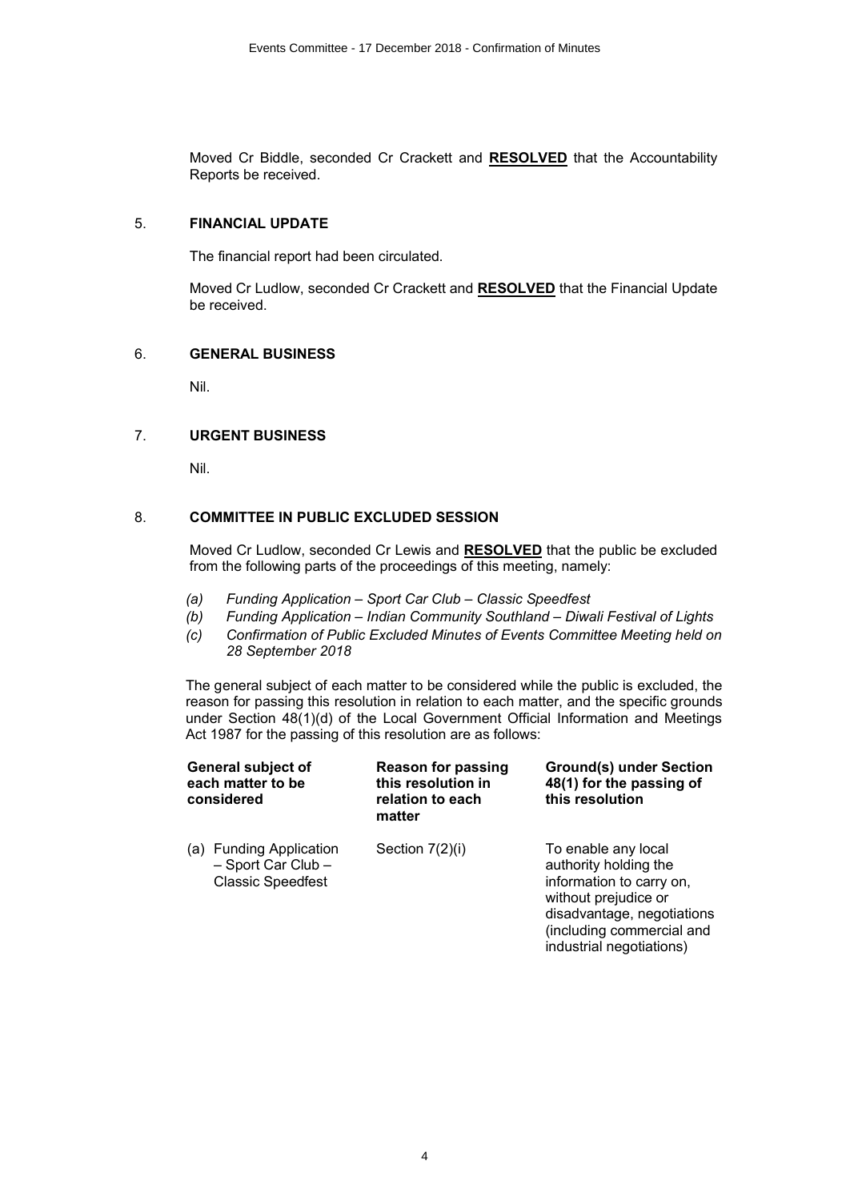Moved Cr Biddle, seconded Cr Crackett and **RESOLVED** that the Accountability Reports be received.

## 5. FINANCIAL UPDATE

The financial report had been circulated.

Moved Cr Ludlow, seconded Cr Crackett and **RESOLVED** that the Financial Update be received.

## 6. GENERAL BUSINESS

Nil.

## 7. URGENT BUSINESS

Nil.

## 8. COMMITTEE IN PUBLIC EXCLUDED SESSION

Moved Cr Ludlow, seconded Cr Lewis and **RESOLVED** that the public be excluded from the following parts of the proceedings of this meeting, namely:

*(a) Funding Application – Sport Car Club – Classic Speedfest*
*(b) Funding Application – Indian Community Southland – Diwali Festival of Lights*
*(c) Confirmation of Public Excluded Minutes of Events Committee Meeting held on 28 September 2018*

The general subject of each matter to be considered while the public is excluded, the reason for passing this resolution in relation to each matter, and the specific grounds under Section 48(1)(d) of the Local Government Official Information and Meetings Act 1987 for the passing of this resolution are as follows:

| General subject of each matter to be considered | Reason for passing this resolution in relation to each matter | Ground(s) under Section 48(1) for the passing of this resolution |
|---|---|---|
| (a) Funding Application – Sport Car Club – Classic Speedfest | Section 7(2)(i) | To enable any local authority holding the information to carry on, without prejudice or disadvantage, negotiations (including commercial and industrial negotiations) |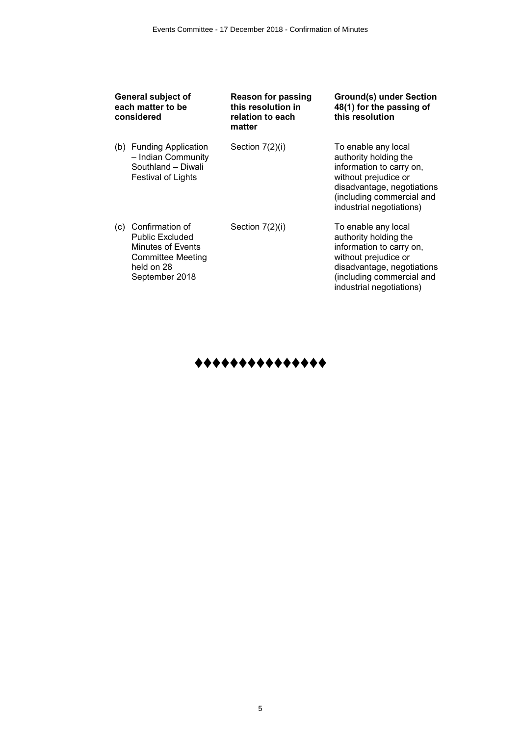| General subject of each matter to be considered | Reason for passing this resolution in relation to each matter | Ground(s) under Section 48(1) for the passing of this resolution |
|---|---|---|
| (b) Funding Application – Indian Community Southland – Diwali Festival of Lights | Section 7(2)(i) | To enable any local authority holding the information to carry on, without prejudice or disadvantage, negotiations (including commercial and industrial negotiations) |
| (c) Confirmation of Public Excluded Minutes of Events Committee Meeting held on 28 September 2018 | Section 7(2)(i) | To enable any local authority holding the information to carry on, without prejudice or disadvantage, negotiations (including commercial and industrial negotiations) |

♦♦♦♦♦♦♦♦♦♦♦♦♦♦♦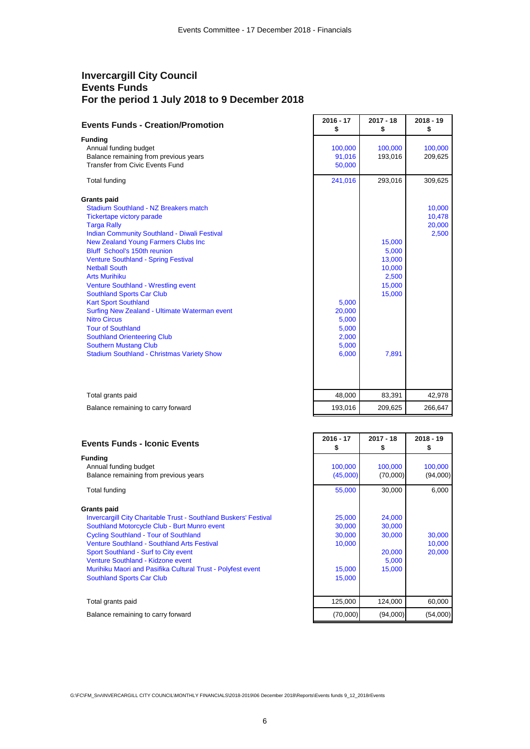# Invercargill City Council
## Events Funds
## For the period 1 July 2018 to 9 December 2018

| Events Funds - Creation/Promotion | 2016 - 17 $ | 2017 - 18 $ | 2018 - 19 $ |
|---|---|---|---|
| **Funding** | | | |
| Annual funding budget | 100,000 | 100,000 | 100,000 |
| Balance remaining from previous years | 91,016 | 193,016 | 209,625 |
| Transfer from Civic Events Fund | 50,000 | | |
| Total funding | 241,016 | 293,016 | 309,625 |
| **Grants paid** | | | |
| Stadium Southland - NZ Breakers match | | | 10,000 |
| Tickertape victory parade | | | 10,478 |
| Targa Rally | | | 20,000 |
| Indian Community Southland - Diwali Festival | | | 2,500 |
| New Zealand Young Farmers Clubs Inc | | 15,000 | |
| Bluff School's 150th reunion | | 5,000 | |
| Venture Southland - Spring Festival | | 13,000 | |
| Netball South | | 10,000 | |
| Arts Murihiku | | 2,500 | |
| Venture Southland - Wrestling event | | 15,000 | |
| Southland Sports Car Club | | 15,000 | |
| Kart Sport Southland | 5,000 | | |
| Surfing New Zealand - Ultimate Waterman event | 20,000 | | |
| Nitro Circus | 5,000 | | |
| Tour of Southland | 5,000 | | |
| Southland Orienteering Club | 2,000 | | |
| Southern Mustang Club | 5,000 | | |
| Stadium Southland - Christmas Variety Show | 6,000 | 7,891 | |
| Total grants paid | 48,000 | 83,391 | 42,978 |
| Balance remaining to carry forward | 193,016 | 209,625 | 266,647 |

| Events Funds - Iconic Events | 2016 - 17 $ | 2017 - 18 $ | 2018 - 19 $ |
|---|---|---|---|
| **Funding** | | | |
| Annual funding budget | 100,000 | 100,000 | 100,000 |
| Balance remaining from previous years | (45,000) | (70,000) | (94,000) |
| Total funding | 55,000 | 30,000 | 6,000 |
| **Grants paid** | | | |
| Invercargill City Charitable Trust - Southland Buskers' Festival | 25,000 | 24,000 | |
| Southland Motorcycle Club - Burt Munro event | 30,000 | 30,000 | |
| Cycling Southland - Tour of Southland | 30,000 | 30,000 | 30,000 |
| Venture Southland - Southland Arts Festival | 10,000 | | 10,000 |
| Sport Southland - Surf to City event | | 20,000 | 20,000 |
| Venture Southland - Kidzone event | | 5,000 | |
| Murihiku Maori and Pasifika Cultural Trust - Polyfest event | 15,000 | 15,000 | |
| Southland Sports Car Club | 15,000 | | |
| Total grants paid | 125,000 | 124,000 | 60,000 |
| Balance remaining to carry forward | (70,000) | (94,000) | (54,000) |

G:\FC\FM_Srv\INVERCARGILL CITY COUNCIL\MONTHLY FINANCIALS\2018-2019\06 December 2018\Reports\Events funds 9_12_2018rEvents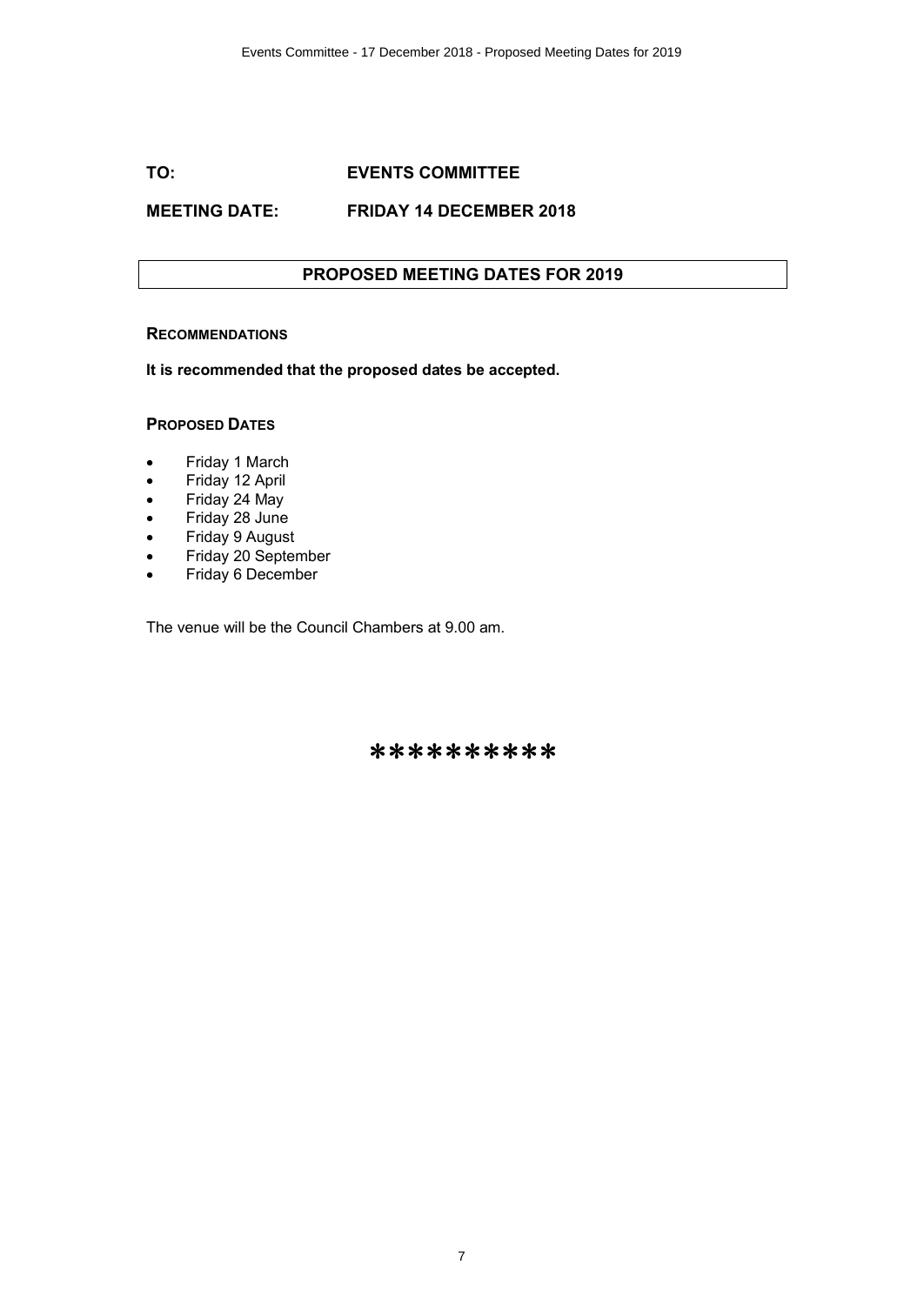**TO:** **EVENTS COMMITTEE**

**MEETING DATE:** **FRIDAY 14 DECEMBER 2018**

## PROPOSED MEETING DATES FOR 2019

### RECOMMENDATIONS

**It is recommended that the proposed dates be accepted.**

### PROPOSED DATES

- Friday 1 March
- Friday 12 April
- Friday 24 May
- Friday 28 June
- Friday 9 August
- Friday 20 September
- Friday 6 December

The venue will be the Council Chambers at 9.00 am.

**********